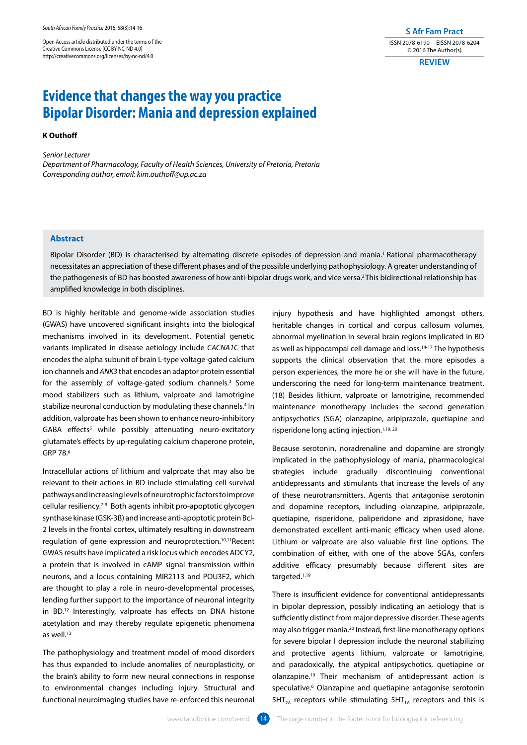Open Access article distributed under the terms o f the Creative Commons License [CC BY-NC-ND 4.0] http://creativecommons.org/licenses/by-nc-nd/4.0

**REVIEW**

# Evidence that changes the way you practice Bipolar Disorder: Mania and depression explained

**K Outhoff**

*Senior Lecturer*
*Department of Pharmacology, Faculty of Health Sciences, University of Pretoria, Pretoria*
*Corresponding author, email: kim.outhoff@up.ac.za*

## Abstract

Bipolar Disorder (BD) is characterised by alternating discrete episodes of depression and mania.[1] Rational pharmacotherapy necessitates an appreciation of these different phases and of the possible underlying pathophysiology. A greater understanding of the pathogenesis of BD has boosted awareness of how anti-bipolar drugs work, and vice versa.[2] This bidirectional relationship has amplified knowledge in both disciplines.

BD is highly heritable and genome-wide association studies (GWAS) have uncovered significant insights into the biological mechanisms involved in its development. Potential genetic variants implicated in disease aetiology include *CACNA1C* that encodes the alpha subunit of brain L-type voltage-gated calcium ion channels and *ANK3* that encodes an adaptor protein essential for the assembly of voltage-gated sodium channels.[3] Some mood stabilizers such as lithium, valproate and lamotrigine stabilize neuronal conduction by modulating these channels.[4] In addition, valproate has been shown to enhance neuro-inhibitory GABA effects[5] while possibly attenuating neuro-excitatory glutamate's effects by up-regulating calcium chaperone protein, GRP 78.[6]

Intracellular actions of lithium and valproate that may also be relevant to their actions in BD include stimulating cell survival pathways and increasing levels of neurotrophic factors to improve cellular resiliency.[7-9] Both agents inhibit pro-apoptotic glycogen synthase kinase (GSK-3ß) and increase anti-apoptotic protein Bcl-2 levels in the frontal cortex, ultimately resulting in downstream regulation of gene expression and neuroprotection.[10,11] Recent GWAS results have implicated a risk locus which encodes ADCY2, a protein that is involved in cAMP signal transmission within neurons, and a locus containing MIR2113 and POU3F2, which are thought to play a role in neuro-developmental processes, lending further support to the importance of neuronal integrity in BD.[12] Interestingly, valproate has effects on DNA histone acetylation and may thereby regulate epigenetic phenomena as well.[13]

The pathophysiology and treatment model of mood disorders has thus expanded to include anomalies of neuroplasticity, or the brain's ability to form new neural connections in response to environmental changes including injury. Structural and functional neuroimaging studies have re-enforced this neuronal injury hypothesis and have highlighted amongst others, heritable changes in cortical and corpus callosum volumes, abnormal myelination in several brain regions implicated in BD as well as hippocampal cell damage and loss.[14-17] The hypothesis supports the clinical observation that the more episodes a person experiences, the more he or she will have in the future, underscoring the need for long-term maintenance treatment. (18) Besides lithium, valproate or lamotrigine, recommended maintenance monotherapy includes the second generation antipsychotics (SGA) olanzapine, aripiprazole, quetiapine and risperidone long acting injection.[1,19,20]

Because serotonin, noradrenaline and dopamine are strongly implicated in the pathophysiology of mania, pharmacological strategies include gradually discontinuing conventional antidepressants and stimulants that increase the levels of any of these neurotransmitters. Agents that antagonise serotonin and dopamine receptors, including olanzapine, aripiprazole, quetiapine, risperidone, paliperidone and ziprasidone, have demonstrated excellent anti-manic efficacy when used alone. Lithium or valproate are also valuable first line options. The combination of either, with one of the above SGAs, confers additive efficacy presumably because different sites are targeted.[1,19]

There is insufficient evidence for conventional antidepressants in bipolar depression, possibly indicating an aetiology that is sufficiently distinct from major depressive disorder. These agents may also trigger mania.[20] Instead, first-line monotherapy options for severe bipolar I depression include the neuronal stabilizing and protective agents lithium, valproate or lamotrigine, and paradoxically, the atypical antipsychotics, quetiapine or olanzapine.[19] Their mechanism of antidepressant action is speculative.[6] Olanzapine and quetiapine antagonise serotonin $5HT_{2A}$ receptors while stimulating $5HT_{1A}$ receptors and this is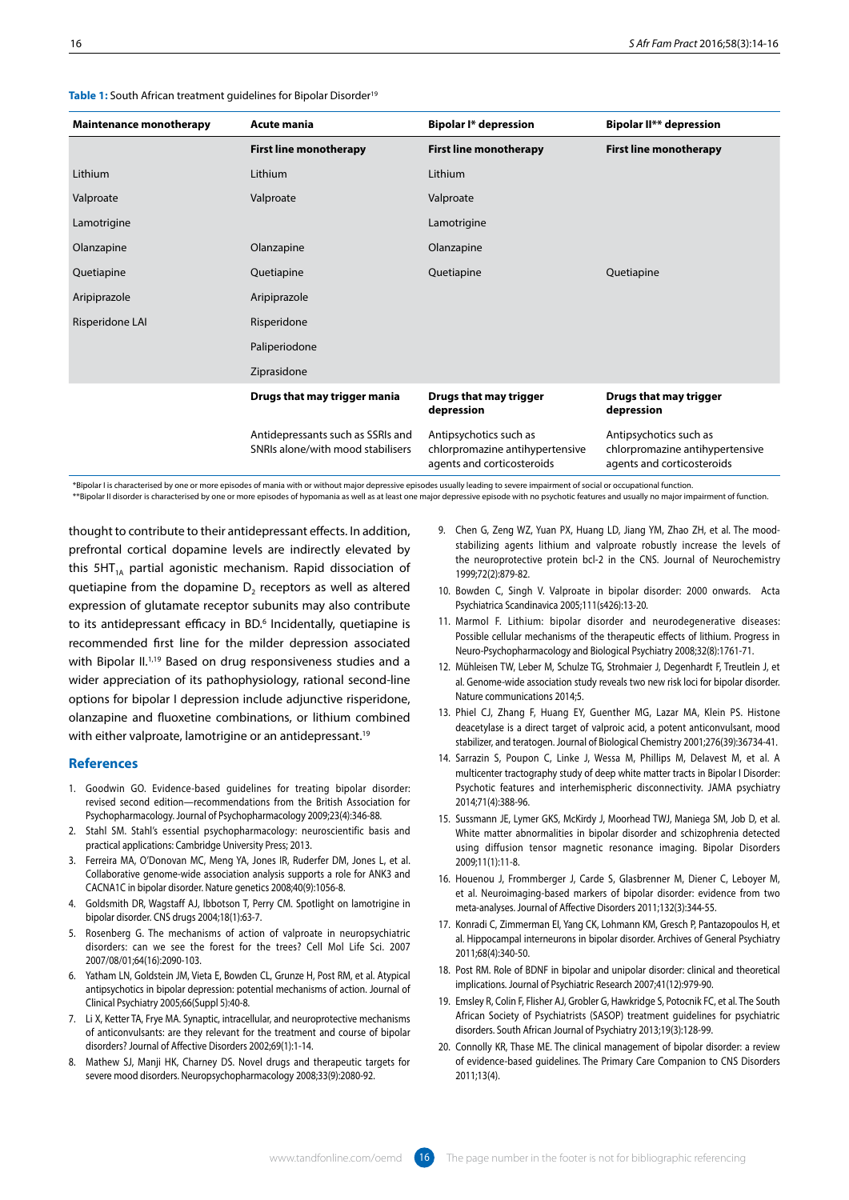**Table 1:** South African treatment guidelines for Bipolar Disorder[19]

| Maintenance monotherapy | Acute mania | Bipolar I* depression | Bipolar II** depression |
|---|---|---|---|
| | **First line monotherapy** | **First line monotherapy** | **First line monotherapy** |
| Lithium | Lithium | Lithium | |
| Valproate | Valproate | Valproate | |
| Lamotrigine | | Lamotrigine | |
| Olanzapine | Olanzapine | Olanzapine | |
| Quetiapine | Quetiapine | Quetiapine | Quetiapine |
| Aripiprazole | Aripiprazole | | |
| Risperidone LAI | Risperidone | | |
| | Paliperiodone | | |
| | Ziprasidone | | |
| | **Drugs that may trigger mania** | **Drugs that may trigger depression** | **Drugs that may trigger depression** |
| | Antidepressants such as SSRIs and SNRIs alone/with mood stabilisers | Antipsychotics such as chlorpromazine antihypertensive agents and corticosteroids | Antipsychotics such as chlorpromazine antihypertensive agents and corticosteroids |

*Bipolar I is characterised by one or more episodes of mania with or without major depressive episodes usually leading to severe impairment of social or occupational function.
**Bipolar II disorder is characterised by one or more episodes of hypomania as well as at least one major depressive episode with no psychotic features and usually no major impairment of function.

thought to contribute to their antidepressant effects. In addition, prefrontal cortical dopamine levels are indirectly elevated by this $5HT_{1A}$ partial agonistic mechanism. Rapid dissociation of quetiapine from the dopamine $D_2$ receptors as well as altered expression of glutamate receptor subunits may also contribute to its antidepressant efficacy in BD.[6] Incidentally, quetiapine is recommended first line for the milder depression associated with Bipolar II.[1,19] Based on drug responsiveness studies and a wider appreciation of its pathophysiology, rational second-line options for bipolar I depression include adjunctive risperidone, olanzapine and fluoxetine combinations, or lithium combined with either valproate, lamotrigine or an antidepressant.[19]

## References

1. Goodwin GO. Evidence-based guidelines for treating bipolar disorder: revised second edition—recommendations from the British Association for Psychopharmacology. Journal of Psychopharmacology 2009;23(4):346-88.
2. Stahl SM. Stahl's essential psychopharmacology: neuroscientific basis and practical applications: Cambridge University Press; 2013.
3. Ferreira MA, O'Donovan MC, Meng YA, Jones IR, Ruderfer DM, Jones L, et al. Collaborative genome-wide association analysis supports a role for ANK3 and CACNA1C in bipolar disorder. Nature genetics 2008;40(9):1056-8.
4. Goldsmith DR, Wagstaff AJ, Ibbotson T, Perry CM. Spotlight on lamotrigine in bipolar disorder. CNS drugs 2004;18(1):63-7.
5. Rosenberg G. The mechanisms of action of valproate in neuropsychiatric disorders: can we see the forest for the trees? Cell Mol Life Sci. 2007 2007/08/01;64(16):2090-103.
6. Yatham LN, Goldstein JM, Vieta E, Bowden CL, Grunze H, Post RM, et al. Atypical antipsychotics in bipolar depression: potential mechanisms of action. Journal of Clinical Psychiatry 2005;66(Suppl 5):40-8.
7. Li X, Ketter TA, Frye MA. Synaptic, intracellular, and neuroprotective mechanisms of anticonvulsants: are they relevant for the treatment and course of bipolar disorders? Journal of Affective Disorders 2002;69(1):1-14.
8. Mathew SJ, Manji HK, Charney DS. Novel drugs and therapeutic targets for severe mood disorders. Neuropsychopharmacology 2008;33(9):2080-92.
9. Chen G, Zeng WZ, Yuan PX, Huang LD, Jiang YM, Zhao ZH, et al. The mood-stabilizing agents lithium and valproate robustly increase the levels of the neuroprotective protein bcl-2 in the CNS. Journal of Neurochemistry 1999;72(2):879-82.
10. Bowden C, Singh V. Valproate in bipolar disorder: 2000 onwards. Acta Psychiatrica Scandinavica 2005;111(s426):13-20.
11. Marmol F. Lithium: bipolar disorder and neurodegenerative diseases: Possible cellular mechanisms of the therapeutic effects of lithium. Progress in Neuro-Psychopharmacology and Biological Psychiatry 2008;32(8):1761-71.
12. Mühleisen TW, Leber M, Schulze TG, Strohmaier J, Degenhardt F, Treutlein J, et al. Genome-wide association study reveals two new risk loci for bipolar disorder. Nature communications 2014;5.
13. Phiel CJ, Zhang F, Huang EY, Guenther MG, Lazar MA, Klein PS. Histone deacetylase is a direct target of valproic acid, a potent anticonvulsant, mood stabilizer, and teratogen. Journal of Biological Chemistry 2001;276(39):36734-41.
14. Sarrazin S, Poupon C, Linke J, Wessa M, Phillips M, Delavest M, et al. A multicenter tractography study of deep white matter tracts in Bipolar I Disorder: Psychotic features and interhemispheric disconnectivity. JAMA psychiatry 2014;71(4):388-96.
15. Sussmann JE, Lymer GKS, McKirdy J, Moorhead TWJ, Maniega SM, Job D, et al. White matter abnormalities in bipolar disorder and schizophrenia detected using diffusion tensor magnetic resonance imaging. Bipolar Disorders 2009;11(1):11-8.
16. Houenou J, Frommberger J, Carde S, Glasbrenner M, Diener C, Leboyer M, et al. Neuroimaging-based markers of bipolar disorder: evidence from two meta-analyses. Journal of Affective Disorders 2011;132(3):344-55.
17. Konradi C, Zimmerman EI, Yang CK, Lohmann KM, Gresch P, Pantazopoulos H, et al. Hippocampal interneurons in bipolar disorder. Archives of General Psychiatry 2011;68(4):340-50.
18. Post RM. Role of BDNF in bipolar and unipolar disorder: clinical and theoretical implications. Journal of Psychiatric Research 2007;41(12):979-90.
19. Emsley R, Colin F, Flisher AJ, Grobler G, Hawkridge S, Potocnik FC, et al. The South African Society of Psychiatrists (SASOP) treatment guidelines for psychiatric disorders. South African Journal of Psychiatry 2013;19(3):128-99.
20. Connolly KR, Thase ME. The clinical management of bipolar disorder: a review of evidence-based guidelines. The Primary Care Companion to CNS Disorders 2011;13(4).